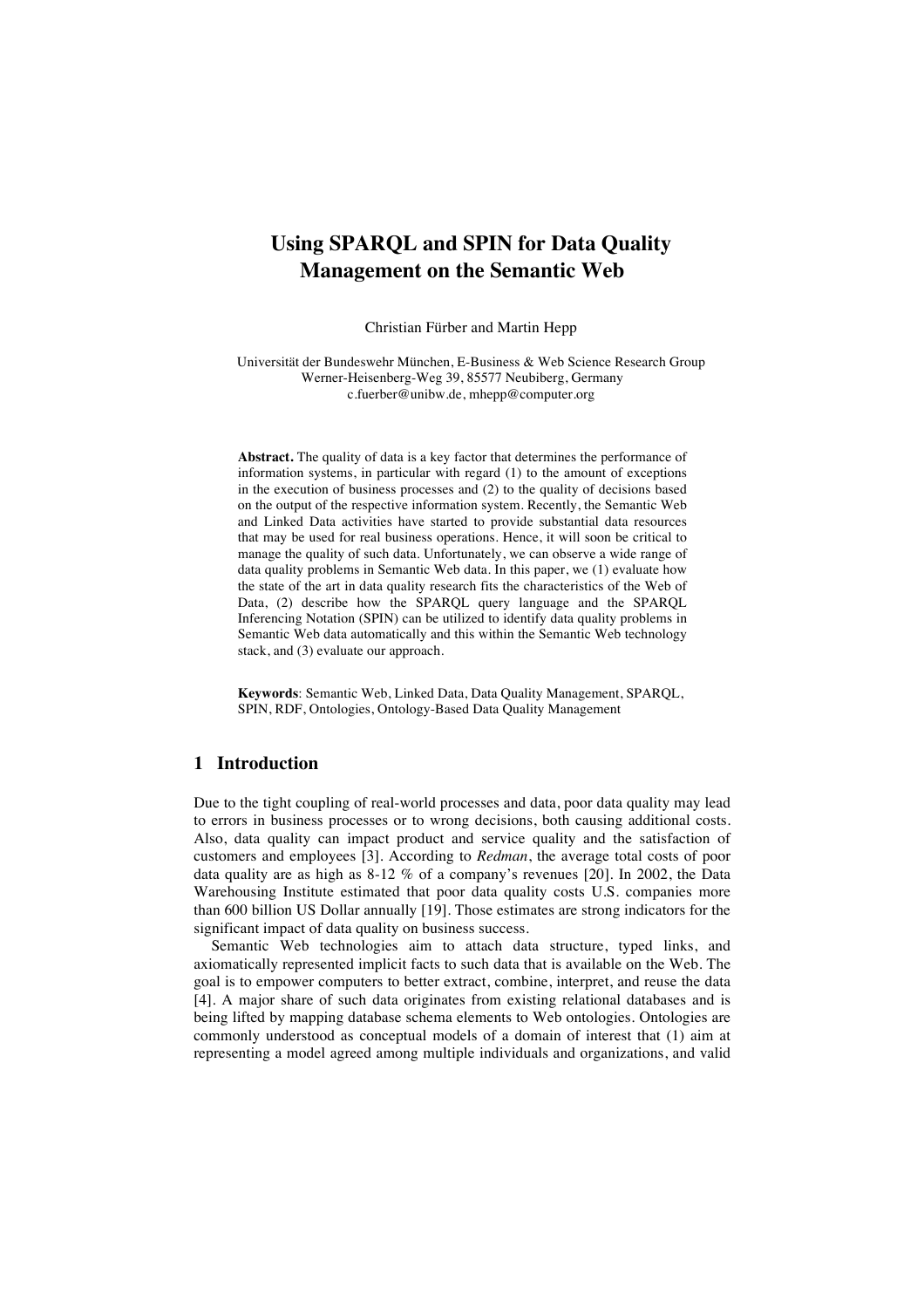# Using SPARQL and SPIN for Data Quality Management on the Semantic Web

Christian Fürber and Martin Hepp

Universität der Bundeswehr München, E-Business & Web Science Research Group
Werner-Heisenberg-Weg 39, 85577 Neubiberg, Germany
c.fuerber@unibw.de, mhepp@computer.org

**Abstract.** The quality of data is a key factor that determines the performance of information systems, in particular with regard (1) to the amount of exceptions in the execution of business processes and (2) to the quality of decisions based on the output of the respective information system. Recently, the Semantic Web and Linked Data activities have started to provide substantial data resources that may be used for real business operations. Hence, it will soon be critical to manage the quality of such data. Unfortunately, we can observe a wide range of data quality problems in Semantic Web data. In this paper, we (1) evaluate how the state of the art in data quality research fits the characteristics of the Web of Data, (2) describe how the SPARQL query language and the SPARQL Inferencing Notation (SPIN) can be utilized to identify data quality problems in Semantic Web data automatically and this within the Semantic Web technology stack, and (3) evaluate our approach.

**Keywords**: Semantic Web, Linked Data, Data Quality Management, SPARQL, SPIN, RDF, Ontologies, Ontology-Based Data Quality Management

## 1 Introduction

Due to the tight coupling of real-world processes and data, poor data quality may lead to errors in business processes or to wrong decisions, both causing additional costs. Also, data quality can impact product and service quality and the satisfaction of customers and employees [3]. According to *Redman*, the average total costs of poor data quality are as high as 8-12 % of a company's revenues [20]. In 2002, the Data Warehousing Institute estimated that poor data quality costs U.S. companies more than 600 billion US Dollar annually [19]. Those estimates are strong indicators for the significant impact of data quality on business success.

Semantic Web technologies aim to attach data structure, typed links, and axiomatically represented implicit facts to such data that is available on the Web. The goal is to empower computers to better extract, combine, interpret, and reuse the data [4]. A major share of such data originates from existing relational databases and is being lifted by mapping database schema elements to Web ontologies. Ontologies are commonly understood as conceptual models of a domain of interest that (1) aim at representing a model agreed among multiple individuals and organizations, and valid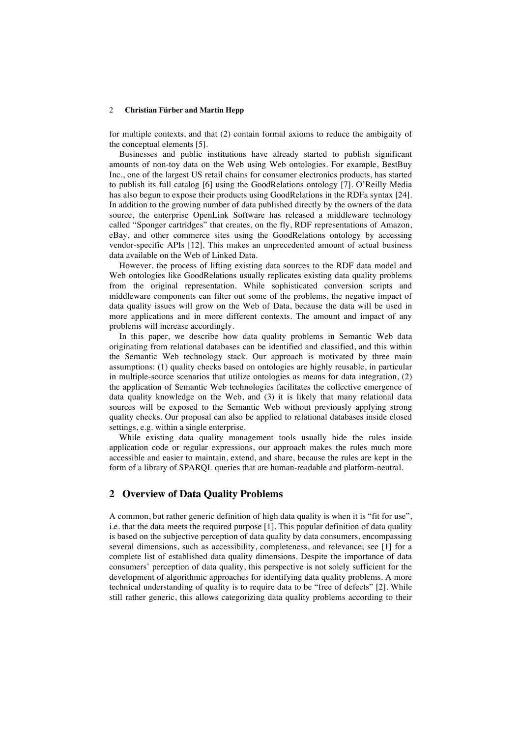for multiple contexts, and that (2) contain formal axioms to reduce the ambiguity of the conceptual elements [5].

Businesses and public institutions have already started to publish significant amounts of non-toy data on the Web using Web ontologies. For example, BestBuy Inc., one of the largest US retail chains for consumer electronics products, has started to publish its full catalog [6] using the GoodRelations ontology [7]. O'Reilly Media has also begun to expose their products using GoodRelations in the RDFa syntax [24]. In addition to the growing number of data published directly by the owners of the data source, the enterprise OpenLink Software has released a middleware technology called "Sponger cartridges" that creates, on the fly, RDF representations of Amazon, eBay, and other commerce sites using the GoodRelations ontology by accessing vendor-specific APIs [12]. This makes an unprecedented amount of actual business data available on the Web of Linked Data.

However, the process of lifting existing data sources to the RDF data model and Web ontologies like GoodRelations usually replicates existing data quality problems from the original representation. While sophisticated conversion scripts and middleware components can filter out some of the problems, the negative impact of data quality issues will grow on the Web of Data, because the data will be used in more applications and in more different contexts. The amount and impact of any problems will increase accordingly.

In this paper, we describe how data quality problems in Semantic Web data originating from relational databases can be identified and classified, and this within the Semantic Web technology stack. Our approach is motivated by three main assumptions: (1) quality checks based on ontologies are highly reusable, in particular in multiple-source scenarios that utilize ontologies as means for data integration, (2) the application of Semantic Web technologies facilitates the collective emergence of data quality knowledge on the Web, and (3) it is likely that many relational data sources will be exposed to the Semantic Web without previously applying strong quality checks. Our proposal can also be applied to relational databases inside closed settings, e.g. within a single enterprise.

While existing data quality management tools usually hide the rules inside application code or regular expressions, our approach makes the rules much more accessible and easier to maintain, extend, and share, because the rules are kept in the form of a library of SPARQL queries that are human-readable and platform-neutral.

## 2 Overview of Data Quality Problems

A common, but rather generic definition of high data quality is when it is "fit for use", i.e. that the data meets the required purpose [1]. This popular definition of data quality is based on the subjective perception of data quality by data consumers, encompassing several dimensions, such as accessibility, completeness, and relevance; see [1] for a complete list of established data quality dimensions. Despite the importance of data consumers' perception of data quality, this perspective is not solely sufficient for the development of algorithmic approaches for identifying data quality problems. A more technical understanding of quality is to require data to be "free of defects" [2]. While still rather generic, this allows categorizing data quality problems according to their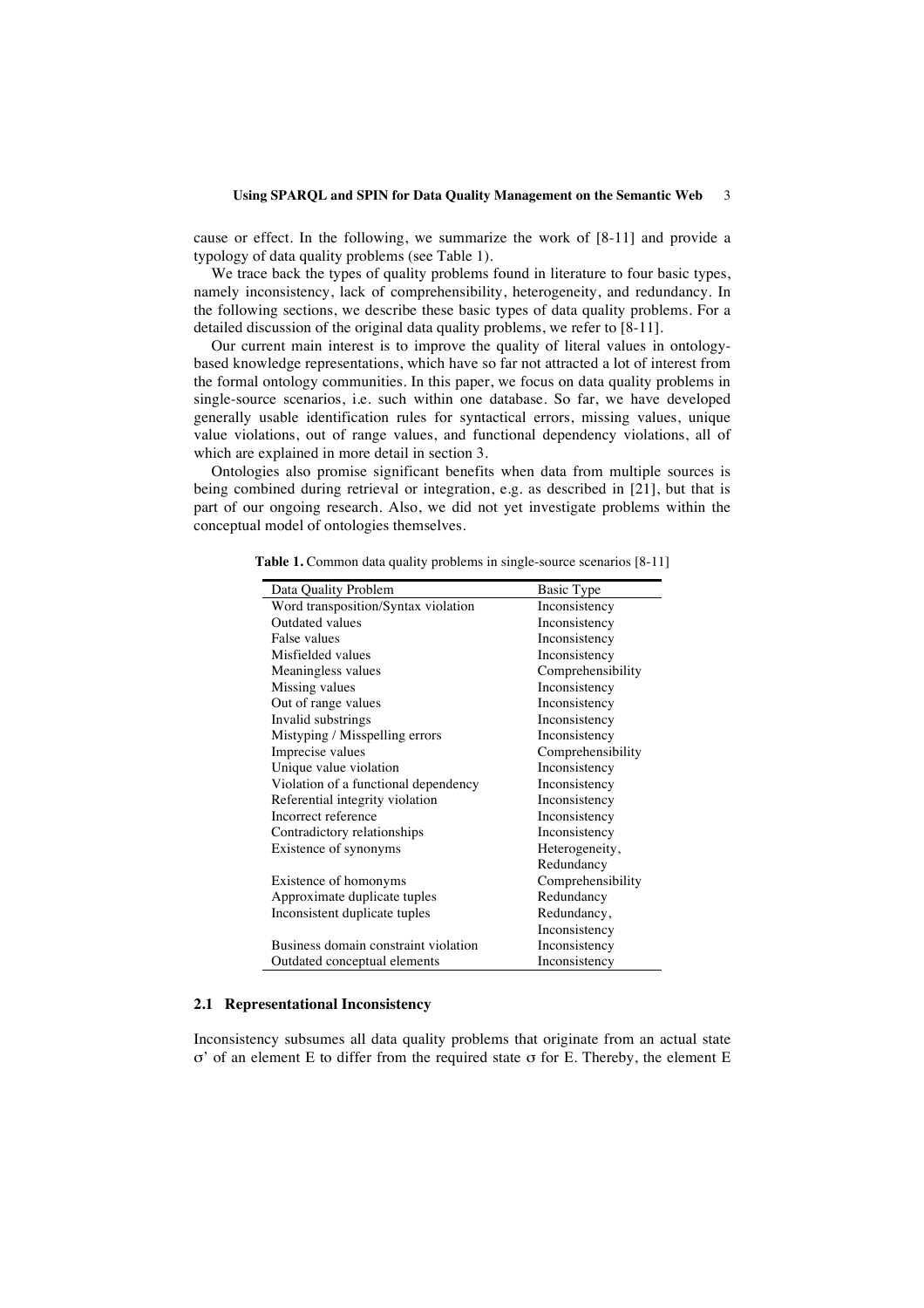cause or effect. In the following, we summarize the work of [8-11] and provide a typology of data quality problems (see Table 1).

We trace back the types of quality problems found in literature to four basic types, namely inconsistency, lack of comprehensibility, heterogeneity, and redundancy. In the following sections, we describe these basic types of data quality problems. For a detailed discussion of the original data quality problems, we refer to [8-11].

Our current main interest is to improve the quality of literal values in ontology-based knowledge representations, which have so far not attracted a lot of interest from the formal ontology communities. In this paper, we focus on data quality problems in single-source scenarios, i.e. such within one database. So far, we have developed generally usable identification rules for syntactical errors, missing values, unique value violations, out of range values, and functional dependency violations, all of which are explained in more detail in section 3.

Ontologies also promise significant benefits when data from multiple sources is being combined during retrieval or integration, e.g. as described in [21], but that is part of our ongoing research. Also, we did not yet investigate problems within the conceptual model of ontologies themselves.

**Table 1.** Common data quality problems in single-source scenarios [8-11]

| Data Quality Problem | Basic Type |
|---|---|
| Word transposition/Syntax violation | Inconsistency |
| Outdated values | Inconsistency |
| False values | Inconsistency |
| Misfielded values | Inconsistency |
| Meaningless values | Comprehensibility |
| Missing values | Inconsistency |
| Out of range values | Inconsistency |
| Invalid substrings | Inconsistency |
| Mistyping / Misspelling errors | Inconsistency |
| Imprecise values | Comprehensibility |
| Unique value violation | Inconsistency |
| Violation of a functional dependency | Inconsistency |
| Referential integrity violation | Inconsistency |
| Incorrect reference | Inconsistency |
| Contradictory relationships | Inconsistency |
| Existence of synonyms | Heterogeneity, Redundancy |
| Existence of homonyms | Comprehensibility |
| Approximate duplicate tuples | Redundancy |
| Inconsistent duplicate tuples | Redundancy, Inconsistency |
| Business domain constraint violation | Inconsistency |
| Outdated conceptual elements | Inconsistency |

### 2.1 Representational Inconsistency

Inconsistency subsumes all data quality problems that originate from an actual state $\sigma'$ of an element E to differ from the required state $\sigma$ for E. Thereby, the element E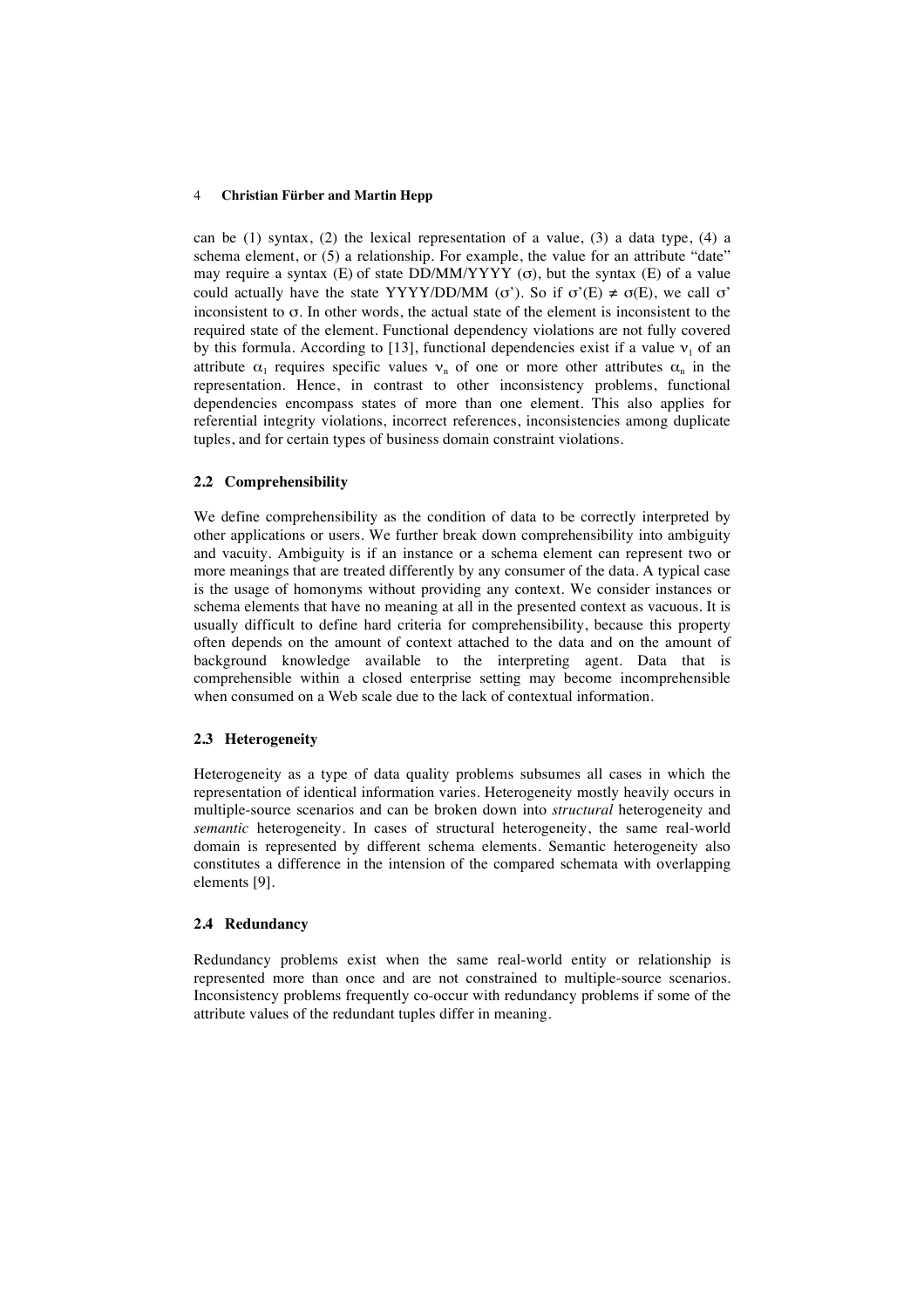can be (1) syntax, (2) the lexical representation of a value, (3) a data type, (4) a schema element, or (5) a relationship. For example, the value for an attribute "date" may require a syntax (E) of state DD/MM/YYYY ($\sigma$), but the syntax (E) of a value could actually have the state YYYY/DD/MM ($\sigma$'). So if $\sigma'(E) \neq \sigma(E)$, we call $\sigma$' inconsistent to $\sigma$. In other words, the actual state of the element is inconsistent to the required state of the element. Functional dependency violations are not fully covered by this formula. According to [13], functional dependencies exist if a value $\nu_1$ of an attribute $\alpha_1$ requires specific values $\nu_n$ of one or more other attributes $\alpha_n$ in the representation. Hence, in contrast to other inconsistency problems, functional dependencies encompass states of more than one element. This also applies for referential integrity violations, incorrect references, inconsistencies among duplicate tuples, and for certain types of business domain constraint violations.

### 2.2 Comprehensibility

We define comprehensibility as the condition of data to be correctly interpreted by other applications or users. We further break down comprehensibility into ambiguity and vacuity. Ambiguity is if an instance or a schema element can represent two or more meanings that are treated differently by any consumer of the data. A typical case is the usage of homonyms without providing any context. We consider instances or schema elements that have no meaning at all in the presented context as vacuous. It is usually difficult to define hard criteria for comprehensibility, because this property often depends on the amount of context attached to the data and on the amount of background knowledge available to the interpreting agent. Data that is comprehensible within a closed enterprise setting may become incomprehensible when consumed on a Web scale due to the lack of contextual information.

### 2.3 Heterogeneity

Heterogeneity as a type of data quality problems subsumes all cases in which the representation of identical information varies. Heterogeneity mostly heavily occurs in multiple-source scenarios and can be broken down into *structural* heterogeneity and *semantic* heterogeneity. In cases of structural heterogeneity, the same real-world domain is represented by different schema elements. Semantic heterogeneity also constitutes a difference in the intension of the compared schemata with overlapping elements [9].

### 2.4 Redundancy

Redundancy problems exist when the same real-world entity or relationship is represented more than once and are not constrained to multiple-source scenarios. Inconsistency problems frequently co-occur with redundancy problems if some of the attribute values of the redundant tuples differ in meaning.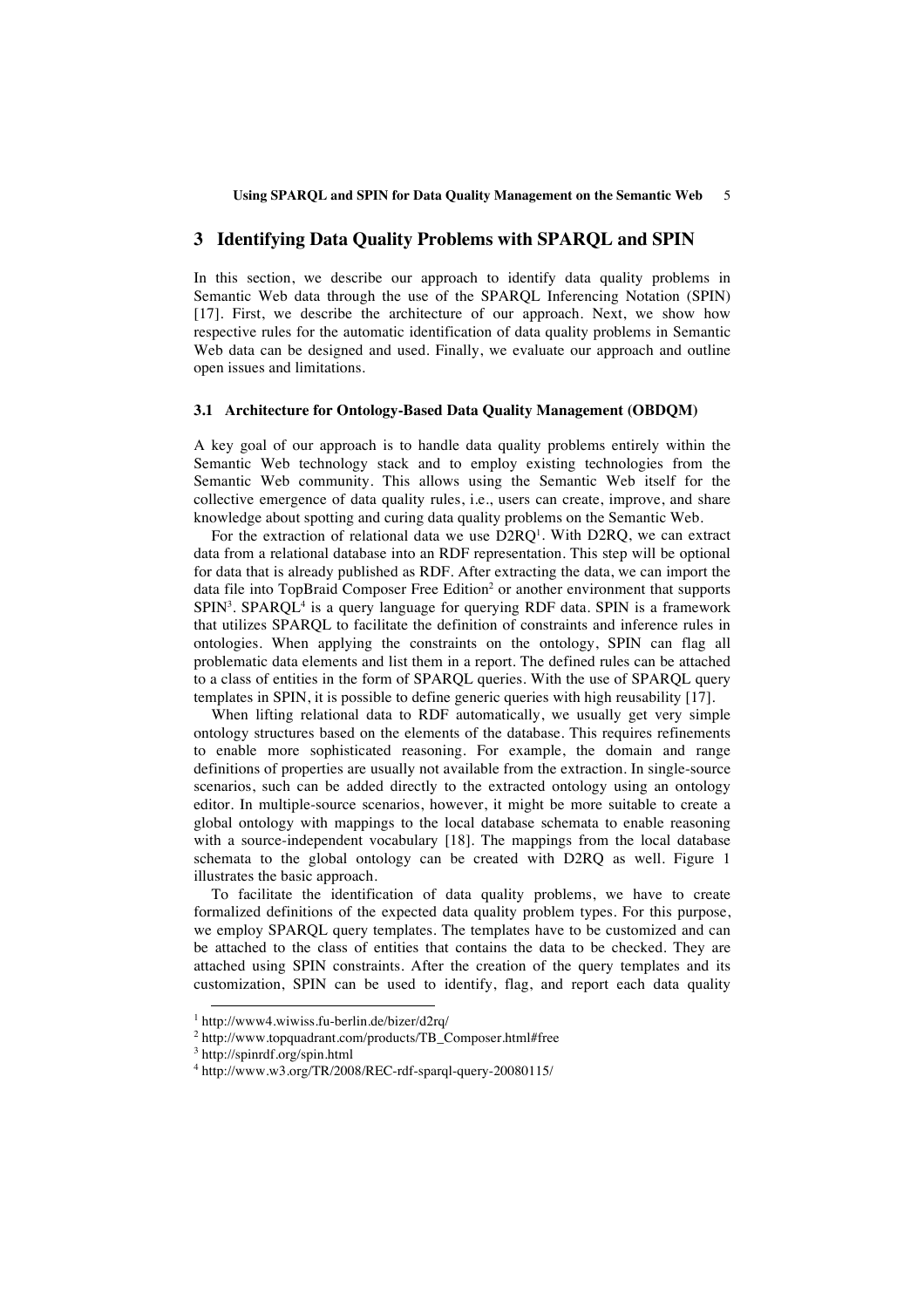## 3 Identifying Data Quality Problems with SPARQL and SPIN

In this section, we describe our approach to identify data quality problems in Semantic Web data through the use of the SPARQL Inferencing Notation (SPIN) [17]. First, we describe the architecture of our approach. Next, we show how respective rules for the automatic identification of data quality problems in Semantic Web data can be designed and used. Finally, we evaluate our approach and outline open issues and limitations.

### 3.1 Architecture for Ontology-Based Data Quality Management (OBDQM)

A key goal of our approach is to handle data quality problems entirely within the Semantic Web technology stack and to employ existing technologies from the Semantic Web community. This allows using the Semantic Web itself for the collective emergence of data quality rules, i.e., users can create, improve, and share knowledge about spotting and curing data quality problems on the Semantic Web.

For the extraction of relational data we use D2RQ[1]. With D2RQ, we can extract data from a relational database into an RDF representation. This step will be optional for data that is already published as RDF. After extracting the data, we can import the data file into TopBraid Composer Free Edition[2] or another environment that supports SPIN[3]. SPARQL[4] is a query language for querying RDF data. SPIN is a framework that utilizes SPARQL to facilitate the definition of constraints and inference rules in ontologies. When applying the constraints on the ontology, SPIN can flag all problematic data elements and list them in a report. The defined rules can be attached to a class of entities in the form of SPARQL queries. With the use of SPARQL query templates in SPIN, it is possible to define generic queries with high reusability [17].

When lifting relational data to RDF automatically, we usually get very simple ontology structures based on the elements of the database. This requires refinements to enable more sophisticated reasoning. For example, the domain and range definitions of properties are usually not available from the extraction. In single-source scenarios, such can be added directly to the extracted ontology using an ontology editor. In multiple-source scenarios, however, it might be more suitable to create a global ontology with mappings to the local database schemata to enable reasoning with a source-independent vocabulary [18]. The mappings from the local database schemata to the global ontology can be created with D2RQ as well. Figure 1 illustrates the basic approach.

To facilitate the identification of data quality problems, we have to create formalized definitions of the expected data quality problem types. For this purpose, we employ SPARQL query templates. The templates have to be customized and can be attached to the class of entities that contains the data to be checked. They are attached using SPIN constraints. After the creation of the query templates and its customization, SPIN can be used to identify, flag, and report each data quality

---

[1] http://www4.wiwiss.fu-berlin.de/bizer/d2rq/

[2] http://www.topquadrant.com/products/TB_Composer.html#free

[3] http://spinrdf.org/spin.html

[4] http://www.w3.org/TR/2008/REC-rdf-sparql-query-20080115/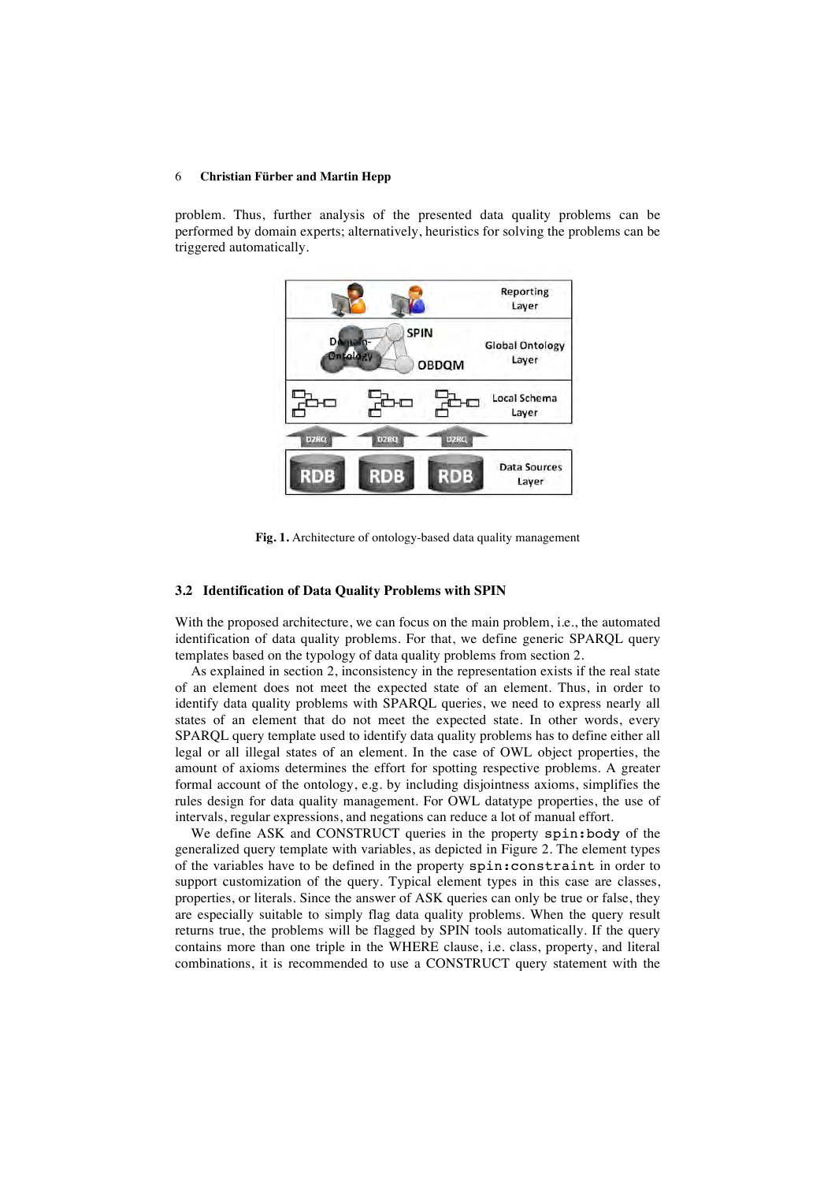problem. Thus, further analysis of the presented data quality problems can be performed by domain experts; alternatively, heuristics for solving the problems can be triggered automatically.

Reporting Layer

Domain-Ontology

SPIN

OBDQM

Global Ontology Layer

Local Schema Layer

D2RQ D2RQ D2RQ

RDB RDB RDB

Data Sources Layer

**Fig. 1.** Architecture of ontology-based data quality management

### 3.2 Identification of Data Quality Problems with SPIN

With the proposed architecture, we can focus on the main problem, i.e., the automated identification of data quality problems. For that, we define generic SPARQL query templates based on the typology of data quality problems from section 2.

As explained in section 2, inconsistency in the representation exists if the real state of an element does not meet the expected state of an element. Thus, in order to identify data quality problems with SPARQL queries, we need to express nearly all states of an element that do not meet the expected state. In other words, every SPARQL query template used to identify data quality problems has to define either all legal or all illegal states of an element. In the case of OWL object properties, the amount of axioms determines the effort for spotting respective problems. A greater formal account of the ontology, e.g. by including disjointness axioms, simplifies the rules design for data quality management. For OWL datatype properties, the use of intervals, regular expressions, and negations can reduce a lot of manual effort.

We define ASK and CONSTRUCT queries in the property `spin:body` of the generalized query template with variables, as depicted in Figure 2. The element types of the variables have to be defined in the property `spin:constraint` in order to support customization of the query. Typical element types in this case are classes, properties, or literals. Since the answer of ASK queries can only be true or false, they are especially suitable to simply flag data quality problems. When the query result returns true, the problems will be flagged by SPIN tools automatically. If the query contains more than one triple in the WHERE clause, i.e. class, property, and literal combinations, it is recommended to use a CONSTRUCT query statement with the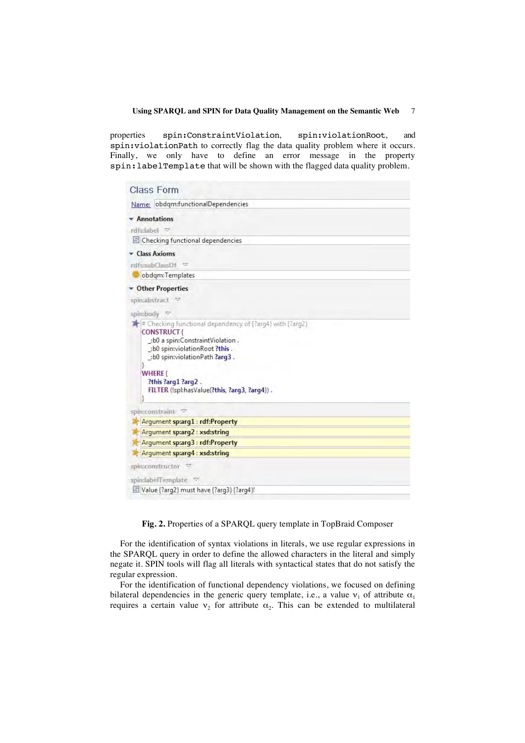properties `spin:ConstraintViolation`, `spin:violationRoot`, and `spin:violationPath` to correctly flag the data quality problem where it occurs. Finally, we only have to define an error message in the property `spin:labelTemplate` that will be shown with the flagged data quality problem.

```
Class Form
Name: obdqm:functionalDependencies

Annotations
rdfs:label
  Checking functional dependencies

Class Axioms
rdfs:subClassOf
  obdqm:Templates

Other Properties
spin:abstract

spin:body
  # Checking functional dependency of {?arg4} with {?arg2}
  CONSTRUCT {
    _:b0 a spin:ConstraintViolation .
    _:b0 spin:violationRoot ?this .
    _:b0 spin:violationPath ?arg3 .
  }
  WHERE {
    ?this ?arg1 ?arg2 .
    FILTER (!spl:hasValue(?this, ?arg3, ?arg4)) .
  }

spin:constraint
  Argument sp:arg1 : rdf:Property
  Argument sp:arg2 : xsd:string
  Argument sp:arg3 : rdf:Property
  Argument sp:arg4 : xsd:string

spin:constructor

spin:labelTemplate
  Value {?arg2} must have {?arg3} {?arg4}!
```

**Fig. 2.** Properties of a SPARQL query template in TopBraid Composer

For the identification of syntax violations in literals, we use regular expressions in the SPARQL query in order to define the allowed characters in the literal and simply negate it. SPIN tools will flag all literals with syntactical states that do not satisfy the regular expression.

For the identification of functional dependency violations, we focused on defining bilateral dependencies in the generic query template, i.e., a value $v_1$ of attribute $\alpha_1$ requires a certain value $v_2$ for attribute $\alpha_2$. This can be extended to multilateral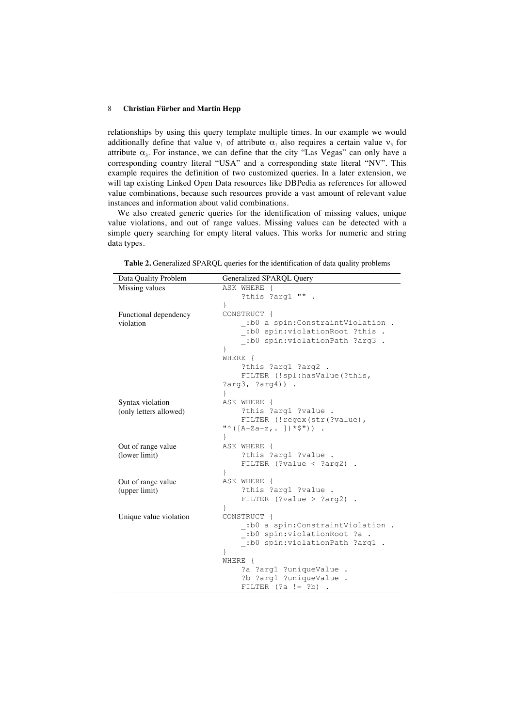relationships by using this query template multiple times. In our example we would additionally define that value $v_1$ of attribute $\alpha_1$ also requires a certain value $v_3$ for attribute $\alpha_3$. For instance, we can define that the city "Las Vegas" can only have a corresponding country literal "USA" and a corresponding state literal "NV". This example requires the definition of two customized queries. In a later extension, we will tap existing Linked Open Data resources like DBPedia as references for allowed value combinations, because such resources provide a vast amount of relevant value instances and information about valid combinations.

We also created generic queries for the identification of missing values, unique value violations, and out of range values. Missing values can be detected with a simple query searching for empty literal values. This works for numeric and string data types.

**Table 2.** Generalized SPARQL queries for the identification of data quality problems

| Data Quality Problem | Generalized SPARQL Query |
| --- | --- |
| Missing values | `ASK WHERE { ?this ?arg1 "" . }` |
| Functional dependency violation | `CONSTRUCT { _:b0 a spin:ConstraintViolation . _:b0 spin:violationRoot ?this . _:b0 spin:violationPath ?arg3 . } WHERE { ?this ?arg1 ?arg2 . FILTER (!spl:hasValue(?this, ?arg3, ?arg4)) . }` |
| Syntax violation (only letters allowed) | `ASK WHERE { ?this ?arg1 ?value . FILTER (!regex(str(?value), "^([A-Za-z,. ])*$")) . }` |
| Out of range value (lower limit) | `ASK WHERE { ?this ?arg1 ?value . FILTER (?value < ?arg2) . }` |
| Out of range value (upper limit) | `ASK WHERE { ?this ?arg1 ?value . FILTER (?value > ?arg2) . }` |
| Unique value violation | `CONSTRUCT { _:b0 a spin:ConstraintViolation . _:b0 spin:violationRoot ?a . _:b0 spin:violationPath ?arg1 . } WHERE { ?a ?arg1 ?uniqueValue . ?b ?arg1 ?uniqueValue . FILTER (?a != ?b) .` |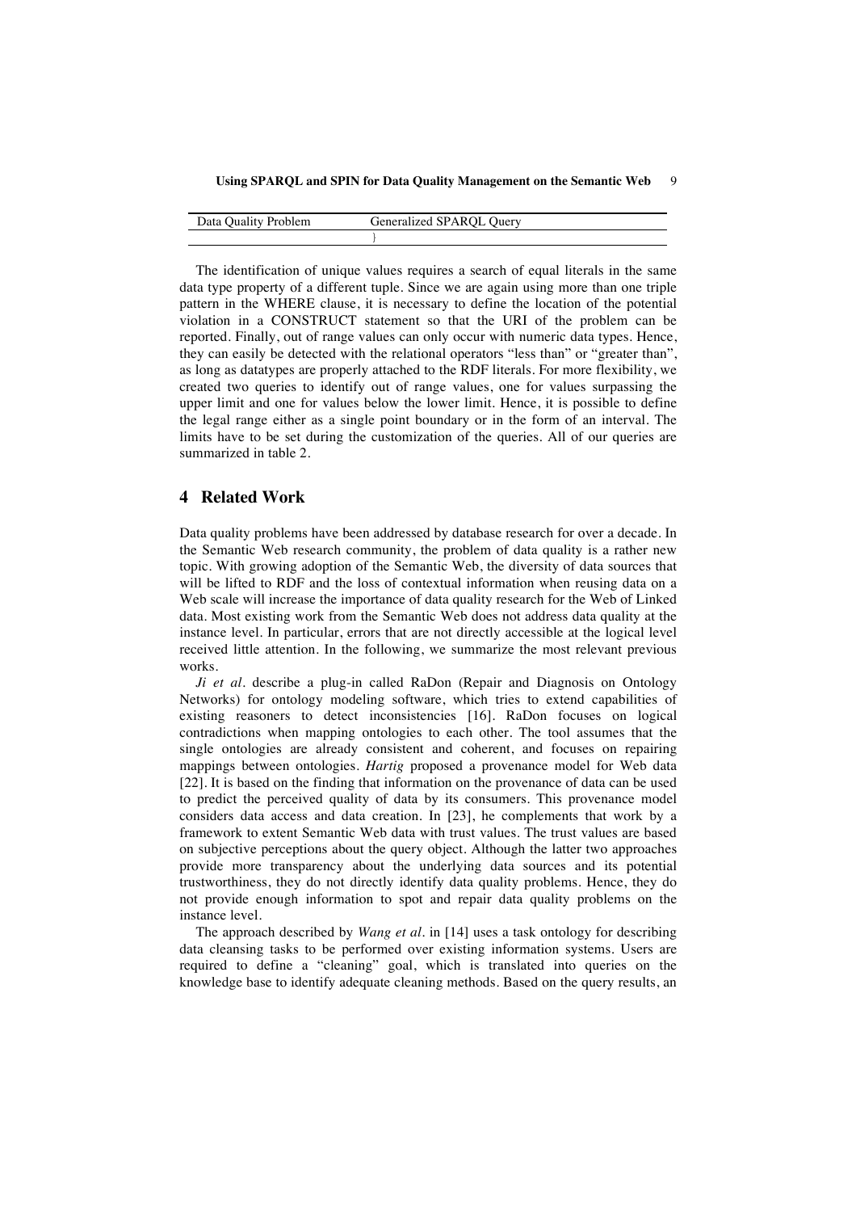| Data Quality Problem | Generalized SPARQL Query |
| --- | --- |
| | } |

The identification of unique values requires a search of equal literals in the same data type property of a different tuple. Since we are again using more than one triple pattern in the WHERE clause, it is necessary to define the location of the potential violation in a CONSTRUCT statement so that the URI of the problem can be reported. Finally, out of range values can only occur with numeric data types. Hence, they can easily be detected with the relational operators "less than" or "greater than", as long as datatypes are properly attached to the RDF literals. For more flexibility, we created two queries to identify out of range values, one for values surpassing the upper limit and one for values below the lower limit. Hence, it is possible to define the legal range either as a single point boundary or in the form of an interval. The limits have to be set during the customization of the queries. All of our queries are summarized in table 2.

## 4 Related Work

Data quality problems have been addressed by database research for over a decade. In the Semantic Web research community, the problem of data quality is a rather new topic. With growing adoption of the Semantic Web, the diversity of data sources that will be lifted to RDF and the loss of contextual information when reusing data on a Web scale will increase the importance of data quality research for the Web of Linked data. Most existing work from the Semantic Web does not address data quality at the instance level. In particular, errors that are not directly accessible at the logical level received little attention. In the following, we summarize the most relevant previous works.

*Ji et al.* describe a plug-in called RaDon (Repair and Diagnosis on Ontology Networks) for ontology modeling software, which tries to extend capabilities of existing reasoners to detect inconsistencies [16]. RaDon focuses on logical contradictions when mapping ontologies to each other. The tool assumes that the single ontologies are already consistent and coherent, and focuses on repairing mappings between ontologies. *Hartig* proposed a provenance model for Web data [22]. It is based on the finding that information on the provenance of data can be used to predict the perceived quality of data by its consumers. This provenance model considers data access and data creation. In [23], he complements that work by a framework to extent Semantic Web data with trust values. The trust values are based on subjective perceptions about the query object. Although the latter two approaches provide more transparency about the underlying data sources and its potential trustworthiness, they do not directly identify data quality problems. Hence, they do not provide enough information to spot and repair data quality problems on the instance level.

The approach described by *Wang et al.* in [14] uses a task ontology for describing data cleansing tasks to be performed over existing information systems. Users are required to define a "cleaning" goal, which is translated into queries on the knowledge base to identify adequate cleaning methods. Based on the query results, an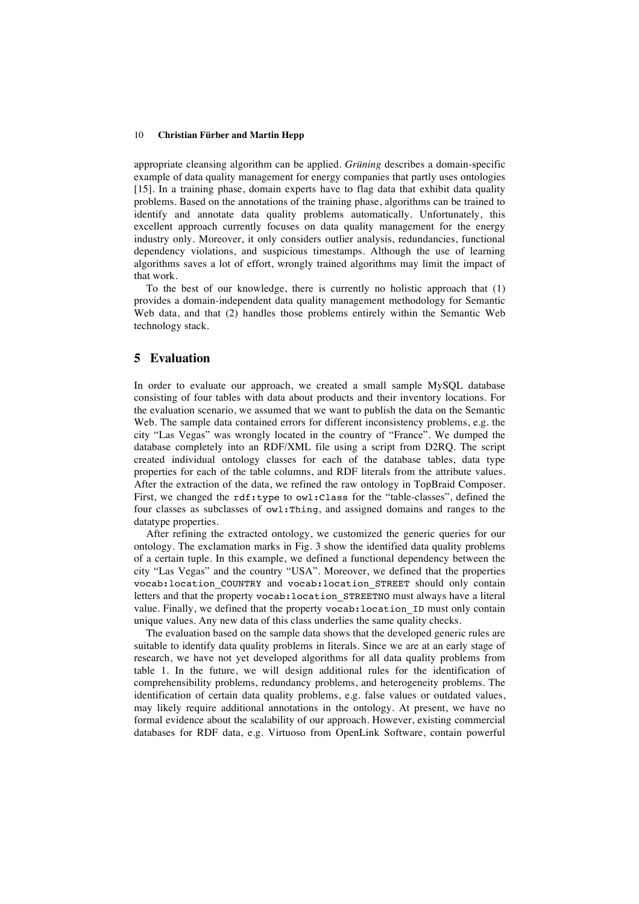appropriate cleansing algorithm can be applied. *Grüning* describes a domain-specific example of data quality management for energy companies that partly uses ontologies [15]. In a training phase, domain experts have to flag data that exhibit data quality problems. Based on the annotations of the training phase, algorithms can be trained to identify and annotate data quality problems automatically. Unfortunately, this excellent approach currently focuses on data quality management for the energy industry only. Moreover, it only considers outlier analysis, redundancies, functional dependency violations, and suspicious timestamps. Although the use of learning algorithms saves a lot of effort, wrongly trained algorithms may limit the impact of that work.

To the best of our knowledge, there is currently no holistic approach that (1) provides a domain-independent data quality management methodology for Semantic Web data, and that (2) handles those problems entirely within the Semantic Web technology stack.

## 5 Evaluation

In order to evaluate our approach, we created a small sample MySQL database consisting of four tables with data about products and their inventory locations. For the evaluation scenario, we assumed that we want to publish the data on the Semantic Web. The sample data contained errors for different inconsistency problems, e.g. the city "Las Vegas" was wrongly located in the country of "France". We dumped the database completely into an RDF/XML file using a script from D2RQ. The script created individual ontology classes for each of the database tables, data type properties for each of the table columns, and RDF literals from the attribute values. After the extraction of the data, we refined the raw ontology in TopBraid Composer. First, we changed the `rdf:type` to `owl:Class` for the "table-classes", defined the four classes as subclasses of `owl:Thing`, and assigned domains and ranges to the datatype properties.

After refining the extracted ontology, we customized the generic queries for our ontology. The exclamation marks in Fig. 3 show the identified data quality problems of a certain tuple. In this example, we defined a functional dependency between the city "Las Vegas" and the country "USA". Moreover, we defined that the properties `vocab:location_COUNTRY` and `vocab:location_STREET` should only contain letters and that the property `vocab:location_STREETNO` must always have a literal value. Finally, we defined that the property `vocab:location_ID` must only contain unique values. Any new data of this class underlies the same quality checks.

The evaluation based on the sample data shows that the developed generic rules are suitable to identify data quality problems in literals. Since we are at an early stage of research, we have not yet developed algorithms for all data quality problems from table 1. In the future, we will design additional rules for the identification of comprehensibility problems, redundancy problems, and heterogeneity problems. The identification of certain data quality problems, e.g. false values or outdated values, may likely require additional annotations in the ontology. At present, we have no formal evidence about the scalability of our approach. However, existing commercial databases for RDF data, e.g. Virtuoso from OpenLink Software, contain powerful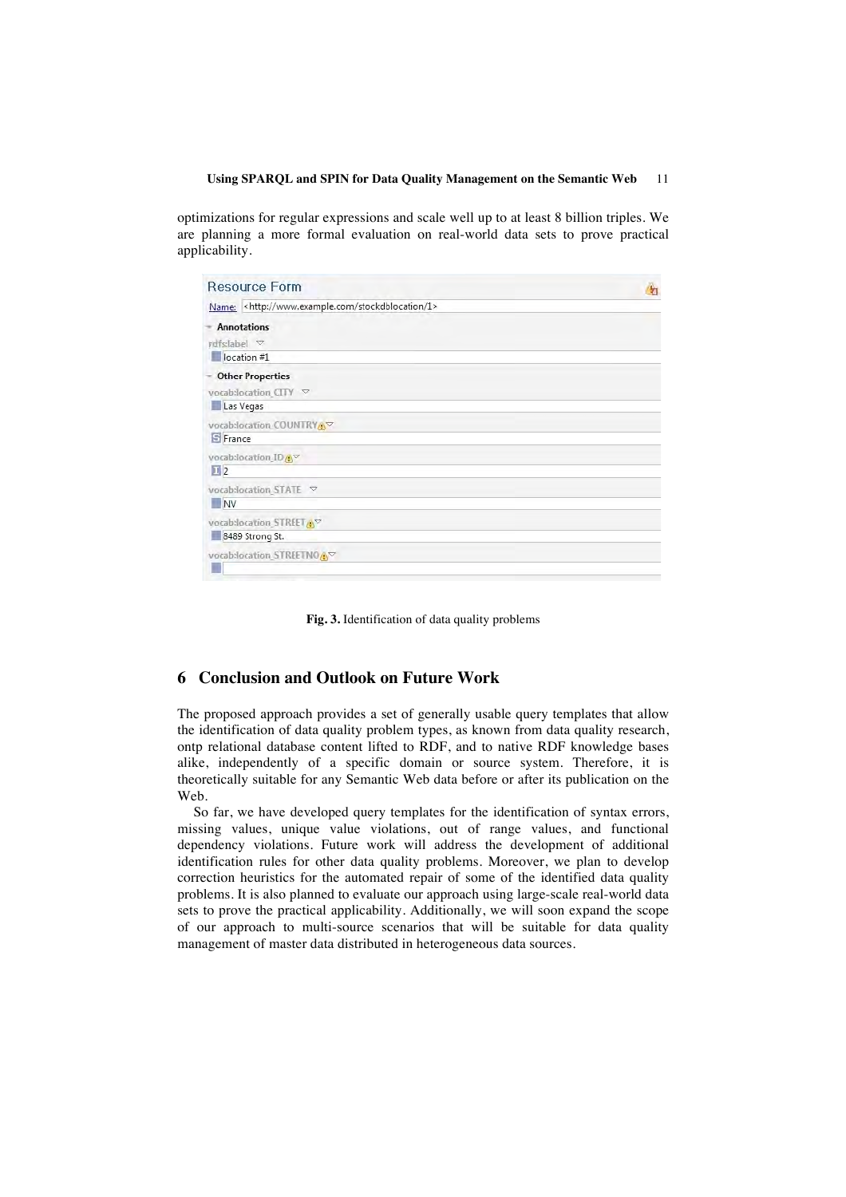optimizations for regular expressions and scale well up to at least 8 billion triples. We are planning a more formal evaluation on real-world data sets to prove practical applicability.

**Fig. 3.** Identification of data quality problems

## 6 Conclusion and Outlook on Future Work

The proposed approach provides a set of generally usable query templates that allow the identification of data quality problem types, as known from data quality research, ontp relational database content lifted to RDF, and to native RDF knowledge bases alike, independently of a specific domain or source system. Therefore, it is theoretically suitable for any Semantic Web data before or after its publication on the Web.

So far, we have developed query templates for the identification of syntax errors, missing values, unique value violations, out of range values, and functional dependency violations. Future work will address the development of additional identification rules for other data quality problems. Moreover, we plan to develop correction heuristics for the automated repair of some of the identified data quality problems. It is also planned to evaluate our approach using large-scale real-world data sets to prove the practical applicability. Additionally, we will soon expand the scope of our approach to multi-source scenarios that will be suitable for data quality management of master data distributed in heterogeneous data sources.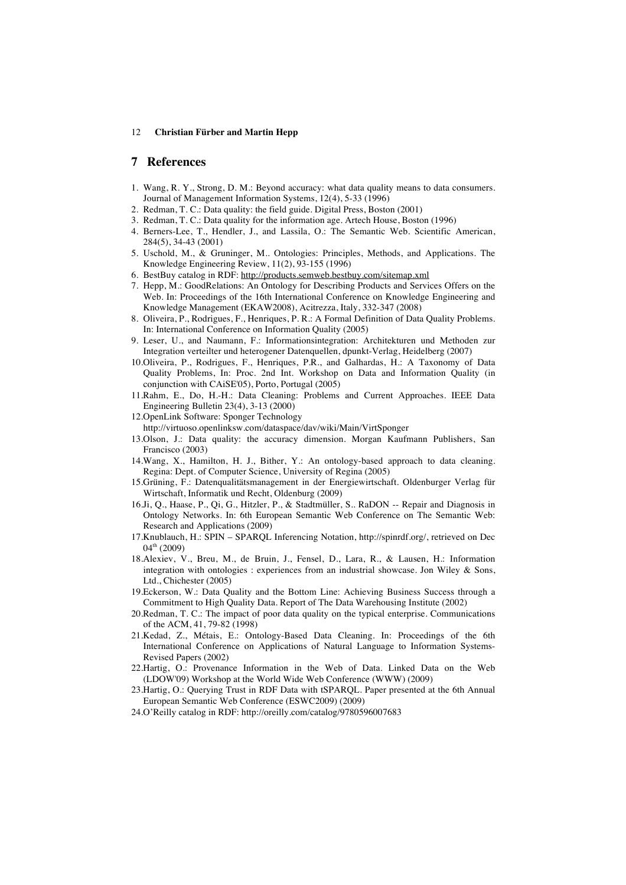## 7 References

1. Wang, R. Y., Strong, D. M.: Beyond accuracy: what data quality means to data consumers. Journal of Management Information Systems, 12(4), 5-33 (1996)
2. Redman, T. C.: Data quality: the field guide. Digital Press, Boston (2001)
3. Redman, T. C.: Data quality for the information age. Artech House, Boston (1996)
4. Berners-Lee, T., Hendler, J., and Lassila, O.: The Semantic Web. Scientific American, 284(5), 34-43 (2001)
5. Uschold, M., & Gruninger, M.. Ontologies: Principles, Methods, and Applications. The Knowledge Engineering Review, 11(2), 93-155 (1996)
6. BestBuy catalog in RDF: http://products.semweb.bestbuy.com/sitemap.xml
7. Hepp, M.: GoodRelations: An Ontology for Describing Products and Services Offers on the Web. In: Proceedings of the 16th International Conference on Knowledge Engineering and Knowledge Management (EKAW2008), Acitrezza, Italy, 332-347 (2008)
8. Oliveira, P., Rodrigues, F., Henriques, P. R.: A Formal Definition of Data Quality Problems. In: International Conference on Information Quality (2005)
9. Leser, U., and Naumann, F.: Informationsintegration: Architekturen und Methoden zur Integration verteilter und heterogener Datenquellen, dpunkt-Verlag, Heidelberg (2007)
10. Oliveira, P., Rodrigues, F., Henriques, P.R., and Galhardas, H.: A Taxonomy of Data Quality Problems, In: Proc. 2nd Int. Workshop on Data and Information Quality (in conjunction with CAiSE'05), Porto, Portugal (2005)
11. Rahm, E., Do, H.-H.: Data Cleaning: Problems and Current Approaches. IEEE Data Engineering Bulletin 23(4), 3-13 (2000)
12. OpenLink Software: Sponger Technology http://virtuoso.openlinksw.com/dataspace/dav/wiki/Main/VirtSponger
13. Olson, J.: Data quality: the accuracy dimension. Morgan Kaufmann Publishers, San Francisco (2003)
14. Wang, X., Hamilton, H. J., Bither, Y.: An ontology-based approach to data cleaning. Regina: Dept. of Computer Science, University of Regina (2005)
15. Grüning, F.: Datenqualitätsmanagement in der Energiewirtschaft. Oldenburger Verlag für Wirtschaft, Informatik und Recht, Oldenburg (2009)
16. Ji, Q., Haase, P., Qi, G., Hitzler, P., & Stadtmüller, S.. RaDON -- Repair and Diagnosis in Ontology Networks. In: 6th European Semantic Web Conference on The Semantic Web: Research and Applications (2009)
17. Knublauch, H.: SPIN – SPARQL Inferencing Notation, http://spinrdf.org/, retrieved on Dec 04th (2009)
18. Alexiev, V., Breu, M., de Bruin, J., Fensel, D., Lara, R., & Lausen, H.: Information integration with ontologies : experiences from an industrial showcase. Jon Wiley & Sons, Ltd., Chichester (2005)
19. Eckerson, W.: Data Quality and the Bottom Line: Achieving Business Success through a Commitment to High Quality Data. Report of The Data Warehousing Institute (2002)
20. Redman, T. C.: The impact of poor data quality on the typical enterprise. Communications of the ACM, 41, 79-82 (1998)
21. Kedad, Z., Métais, E.: Ontology-Based Data Cleaning. In: Proceedings of the 6th International Conference on Applications of Natural Language to Information Systems-Revised Papers (2002)
22. Hartig, O.: Provenance Information in the Web of Data. Linked Data on the Web (LDOW'09) Workshop at the World Wide Web Conference (WWW) (2009)
23. Hartig, O.: Querying Trust in RDF Data with tSPARQL. Paper presented at the 6th Annual European Semantic Web Conference (ESWC2009) (2009)
24. O'Reilly catalog in RDF: http://oreilly.com/catalog/9780596007683